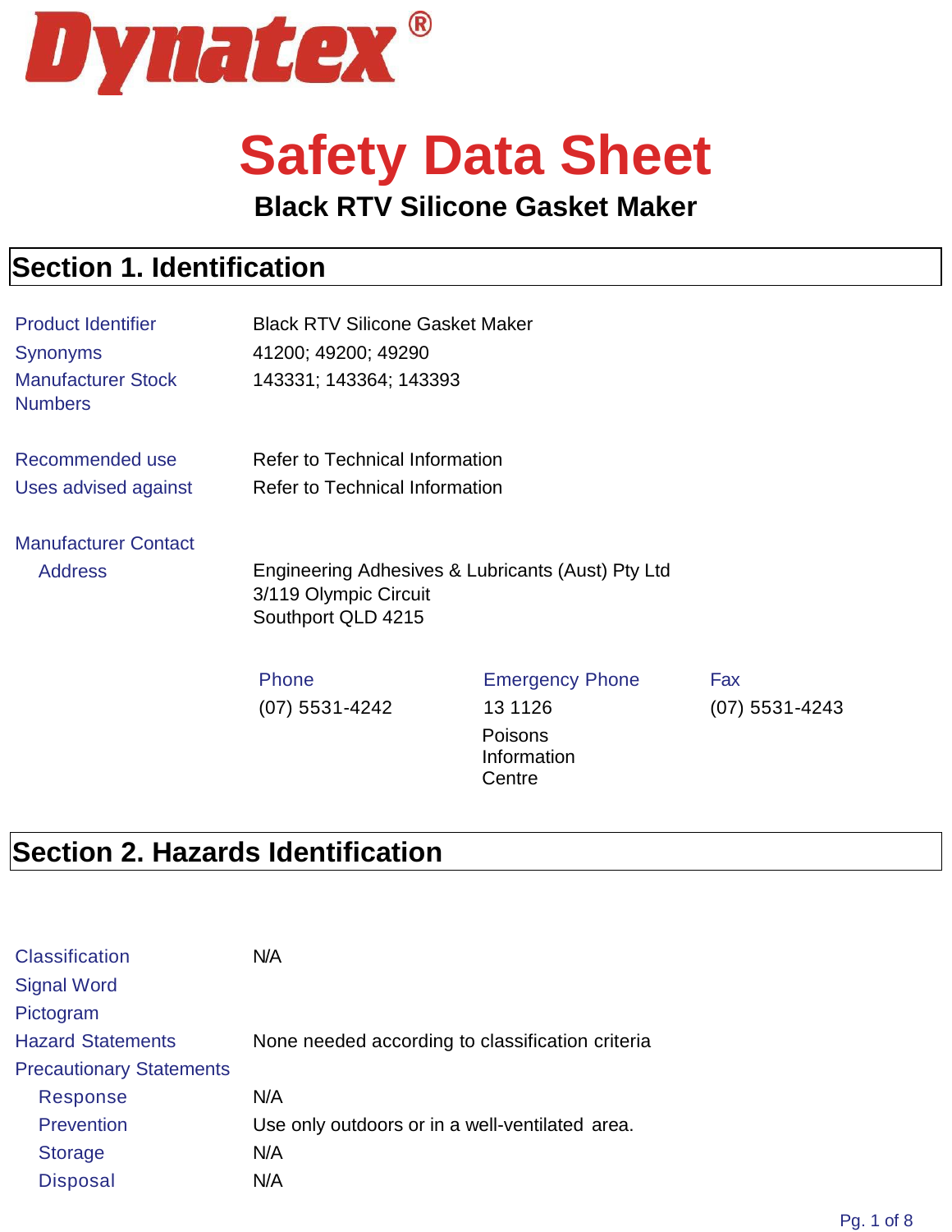Dynatex®

# Safety Data Sheet

## Black RTV Silicone Gasket Maker

## Section 1. Identification

| | |
|---|---|
| Product Identifier | Black RTV Silicone Gasket Maker |
| Synonyms | 41200; 49200; 49290 |
| Manufacturer Stock Numbers | 143331; 143364; 143393 |
| Recommended use | Refer to Technical Information |
| Uses advised against | Refer to Technical Information |

**Manufacturer Contact**

Address
Engineering Adhesives & Lubricants (Aust) Pty Ltd
3/119 Olympic Circuit
Southport QLD 4215

| Phone | Emergency Phone | Fax |
|---|---|---|
| (07) 5531-4242 | 13 1126 Poisons Information Centre | (07) 5531-4243 |

## Section 2. Hazards Identification

| | |
|---|---|
| Classification | N/A |
| Signal Word | |
| Pictogram | |
| Hazard Statements | None needed according to classification criteria |

**Precautionary Statements**

| | |
|---|---|
| Response | N/A |
| Prevention | Use only outdoors or in a well-ventilated area. |
| Storage | N/A |
| Disposal | N/A |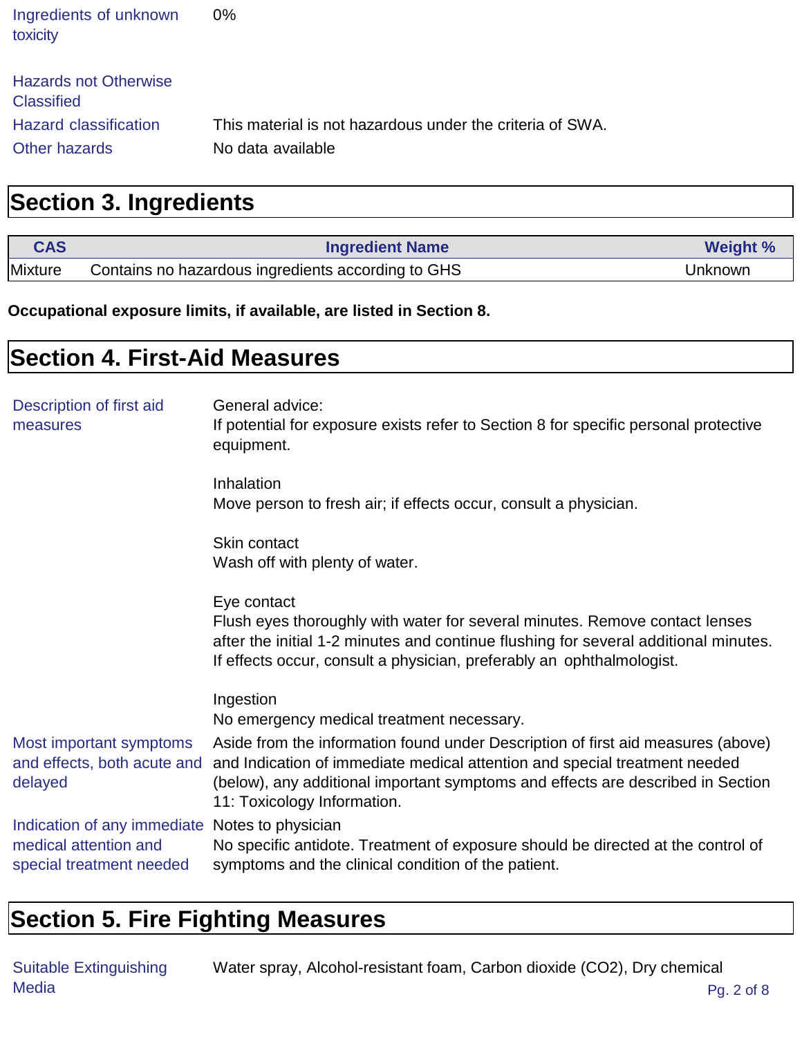| | |
|---|---|
| Ingredients of unknown toxicity | 0% |

**Hazards not Otherwise Classified**

| | |
|---|---|
| Hazard classification | This material is not hazardous under the criteria of SWA. |
| Other hazards | No data available |

## Section 3. Ingredients

| CAS | Ingredient Name | Weight % |
|---|---|---|
| Mixture | Contains no hazardous ingredients according to GHS | Unknown |

**Occupational exposure limits, if available, are listed in Section 8.**

## Section 4. First-Aid Measures

**Description of first aid measures**

General advice:
If potential for exposure exists refer to Section 8 for specific personal protective equipment.

Inhalation
Move person to fresh air; if effects occur, consult a physician.

Skin contact
Wash off with plenty of water.

Eye contact
Flush eyes thoroughly with water for several minutes. Remove contact lenses after the initial 1-2 minutes and continue flushing for several additional minutes. If effects occur, consult a physician, preferably an ophthalmologist.

Ingestion
No emergency medical treatment necessary.

**Most important symptoms and effects, both acute and delayed**

Aside from the information found under Description of first aid measures (above) and Indication of immediate medical attention and special treatment needed (below), any additional important symptoms and effects are described in Section 11: Toxicology Information.

**Indication of any immediate medical attention and special treatment needed**

Notes to physician
No specific antidote. Treatment of exposure should be directed at the control of symptoms and the clinical condition of the patient.

## Section 5. Fire Fighting Measures

| | |
|---|---|
| Suitable Extinguishing Media | Water spray, Alcohol-resistant foam, Carbon dioxide ($CO_2$), Dry chemical |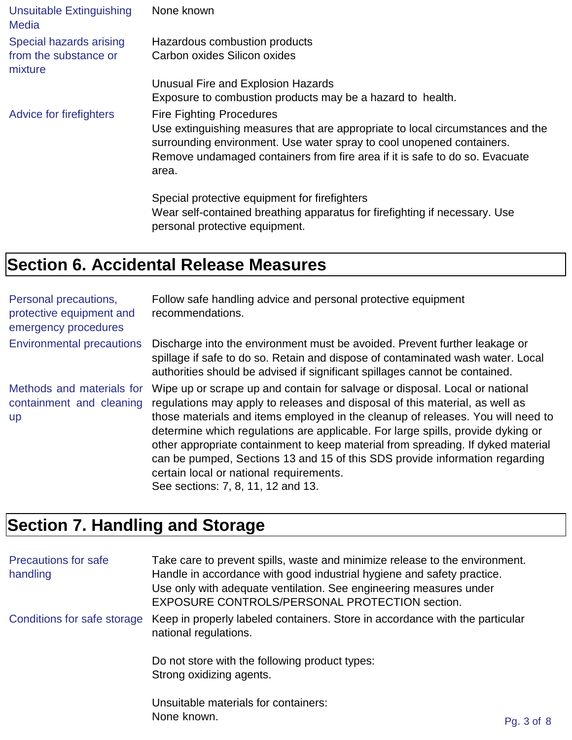| | |
|---|---|
| Unsuitable Extinguishing Media | None known |
| Special hazards arising from the substance or mixture | Hazardous combustion products<br>Carbon oxides Silicon oxides<br><br>Unusual Fire and Explosion Hazards<br>Exposure to combustion products may be a hazard to health. |
| Advice for firefighters | Fire Fighting Procedures<br>Use extinguishing measures that are appropriate to local circumstances and the surrounding environment. Use water spray to cool unopened containers. Remove undamaged containers from fire area if it is safe to do so. Evacuate area.<br><br>Special protective equipment for firefighters<br>Wear self-contained breathing apparatus for firefighting if necessary. Use personal protective equipment. |

## Section 6. Accidental Release Measures

| | |
|---|---|
| Personal precautions, protective equipment and emergency procedures | Follow safe handling advice and personal protective equipment recommendations. |
| Environmental precautions | Discharge into the environment must be avoided. Prevent further leakage or spillage if safe to do so. Retain and dispose of contaminated wash water. Local authorities should be advised if significant spillages cannot be contained. |
| Methods and materials for containment and cleaning up | Wipe up or scrape up and contain for salvage or disposal. Local or national regulations may apply to releases and disposal of this material, as well as those materials and items employed in the cleanup of releases. You will need to determine which regulations are applicable. For large spills, provide dyking or other appropriate containment to keep material from spreading. If dyked material can be pumped, Sections 13 and 15 of this SDS provide information regarding certain local or national requirements.<br>See sections: 7, 8, 11, 12 and 13. |

## Section 7. Handling and Storage

| | |
|---|---|
| Precautions for safe handling | Take care to prevent spills, waste and minimize release to the environment. Handle in accordance with good industrial hygiene and safety practice. Use only with adequate ventilation. See engineering measures under EXPOSURE CONTROLS/PERSONAL PROTECTION section. |
| Conditions for safe storage | Keep in properly labeled containers. Store in accordance with the particular national regulations.<br><br>Do not store with the following product types:<br>Strong oxidizing agents.<br><br>Unsuitable materials for containers:<br>None known. |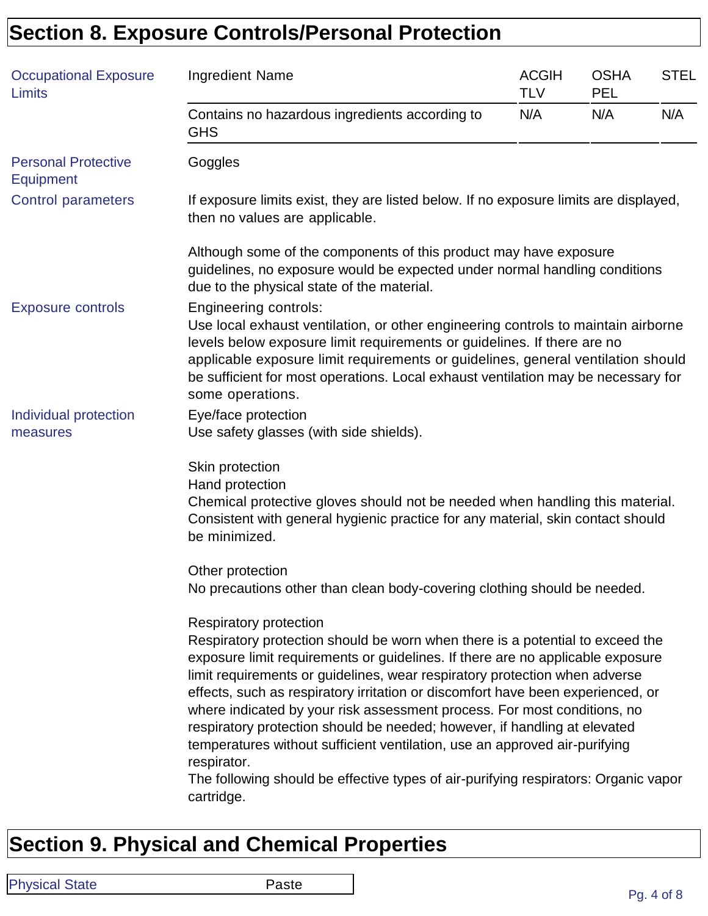## Section 8. Exposure Controls/Personal Protection

**Occupational Exposure Limits**

| Ingredient Name | ACGIH TLV | OSHA PEL | STEL |
|---|---|---|---|
| Contains no hazardous ingredients according to GHS | N/A | N/A | N/A |

**Personal Protective Equipment**

Goggles

**Control parameters**

If exposure limits exist, they are listed below. If no exposure limits are displayed, then no values are applicable.

Although some of the components of this product may have exposure guidelines, no exposure would be expected under normal handling conditions due to the physical state of the material.

**Exposure controls**

Engineering controls:
Use local exhaust ventilation, or other engineering controls to maintain airborne levels below exposure limit requirements or guidelines. If there are no applicable exposure limit requirements or guidelines, general ventilation should be sufficient for most operations. Local exhaust ventilation may be necessary for some operations.

**Individual protection measures**

Eye/face protection
Use safety glasses (with side shields).

Skin protection
Hand protection
Chemical protective gloves should not be needed when handling this material. Consistent with general hygienic practice for any material, skin contact should be minimized.

Other protection
No precautions other than clean body-covering clothing should be needed.

Respiratory protection
Respiratory protection should be worn when there is a potential to exceed the exposure limit requirements or guidelines. If there are no applicable exposure limit requirements or guidelines, wear respiratory protection when adverse effects, such as respiratory irritation or discomfort have been experienced, or where indicated by your risk assessment process. For most conditions, no respiratory protection should be needed; however, if handling at elevated temperatures without sufficient ventilation, use an approved air-purifying respirator.
The following should be effective types of air-purifying respirators: Organic vapor cartridge.

## Section 9. Physical and Chemical Properties

| Physical State | Paste |
|---|---|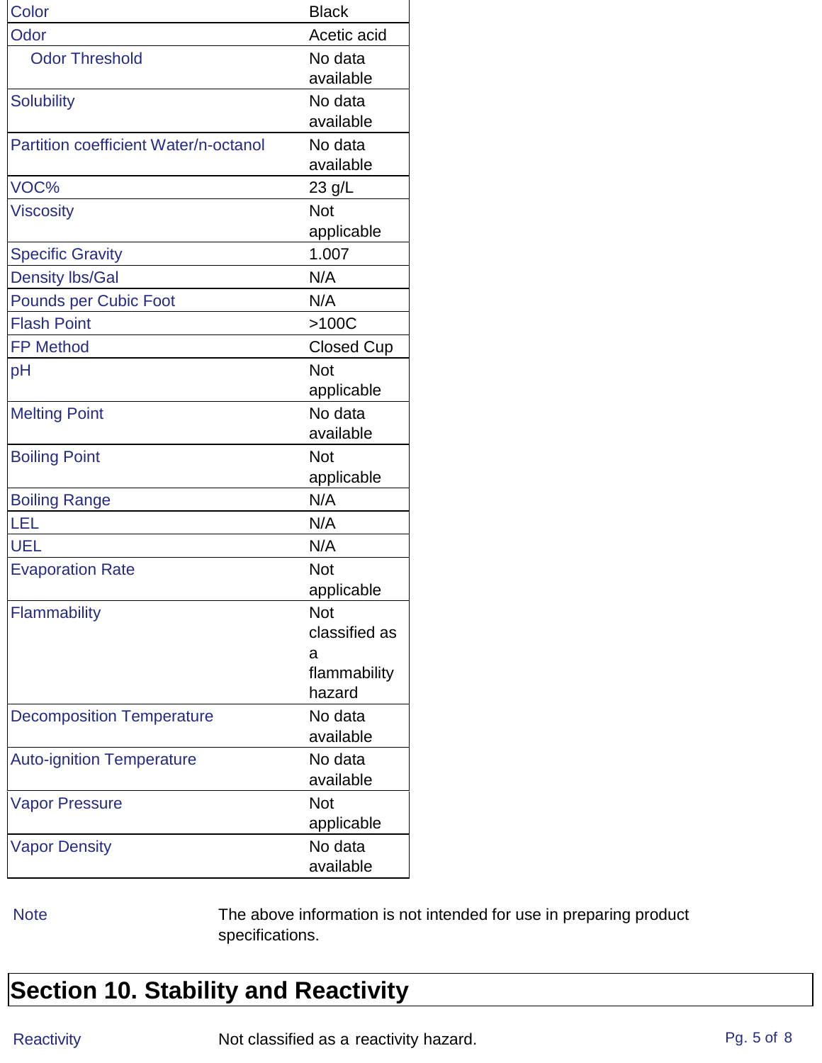| | |
|---|---|
| Color | Black |
| Odor | Acetic acid |
| Odor Threshold | No data available |
| Solubility | No data available |
| Partition coefficient Water/n-octanol | No data available |
| VOC% | 23 g/L |
| Viscosity | Not applicable |
| Specific Gravity | 1.007 |
| Density lbs/Gal | N/A |
| Pounds per Cubic Foot | N/A |
| Flash Point | >100C |
| FP Method | Closed Cup |
| pH | Not applicable |
| Melting Point | No data available |
| Boiling Point | Not applicable |
| Boiling Range | N/A |
| LEL | N/A |
| UEL | N/A |
| Evaporation Rate | Not applicable |
| Flammability | Not classified as a flammability hazard |
| Decomposition Temperature | No data available |
| Auto-ignition Temperature | No data available |
| Vapor Pressure | Not applicable |
| Vapor Density | No data available |

Note — The above information is not intended for use in preparing product specifications.

# Section 10. Stability and Reactivity

Reactivity — Not classified as a reactivity hazard.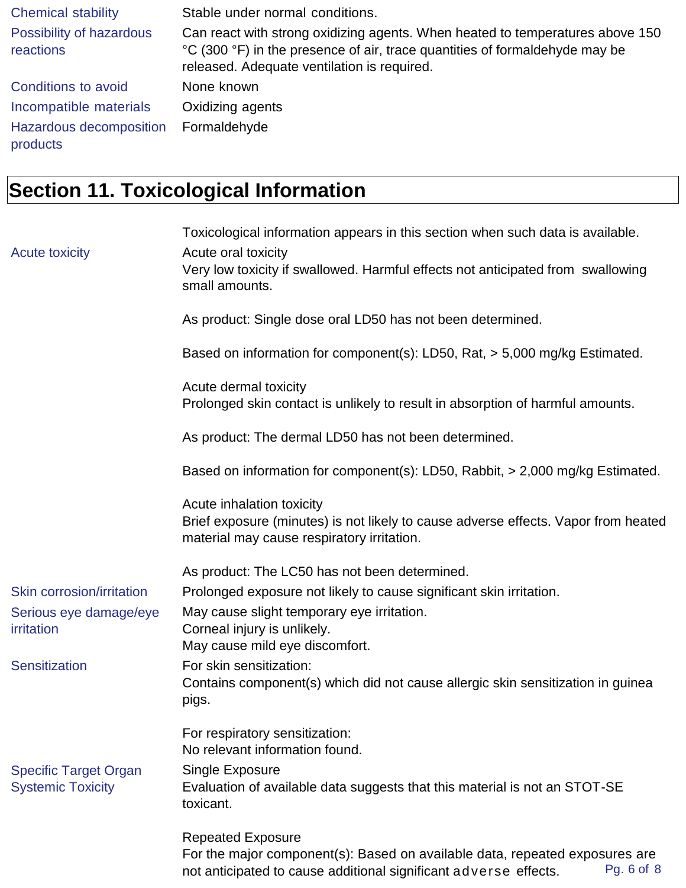| | |
|---|---|
| Chemical stability | Stable under normal conditions. |
| Possibility of hazardous reactions | Can react with strong oxidizing agents. When heated to temperatures above 150 °C (300 °F) in the presence of air, trace quantities of formaldehyde may be released. Adequate ventilation is required. |
| Conditions to avoid | None known |
| Incompatible materials | Oxidizing agents |
| Hazardous decomposition products | Formaldehyde |

# Section 11. Toxicological Information

Toxicological information appears in this section when such data is available.

**Acute toxicity**

Acute oral toxicity
Very low toxicity if swallowed. Harmful effects not anticipated from swallowing small amounts.

As product: Single dose oral LD50 has not been determined.

Based on information for component(s): LD50, Rat, > 5,000 mg/kg Estimated.

Acute dermal toxicity
Prolonged skin contact is unlikely to result in absorption of harmful amounts.

As product: The dermal LD50 has not been determined.

Based on information for component(s): LD50, Rabbit, > 2,000 mg/kg Estimated.

Acute inhalation toxicity
Brief exposure (minutes) is not likely to cause adverse effects. Vapor from heated material may cause respiratory irritation.

As product: The LC50 has not been determined.

**Skin corrosion/irritation**

Prolonged exposure not likely to cause significant skin irritation.

**Serious eye damage/eye irritation**

May cause slight temporary eye irritation.
Corneal injury is unlikely.
May cause mild eye discomfort.

**Sensitization**

For skin sensitization:
Contains component(s) which did not cause allergic skin sensitization in guinea pigs.

For respiratory sensitization:
No relevant information found.

**Specific Target Organ Systemic Toxicity**

Single Exposure
Evaluation of available data suggests that this material is not an STOT-SE toxicant.

Repeated Exposure
For the major component(s): Based on available data, repeated exposures are not anticipated to cause additional significant adverse effects.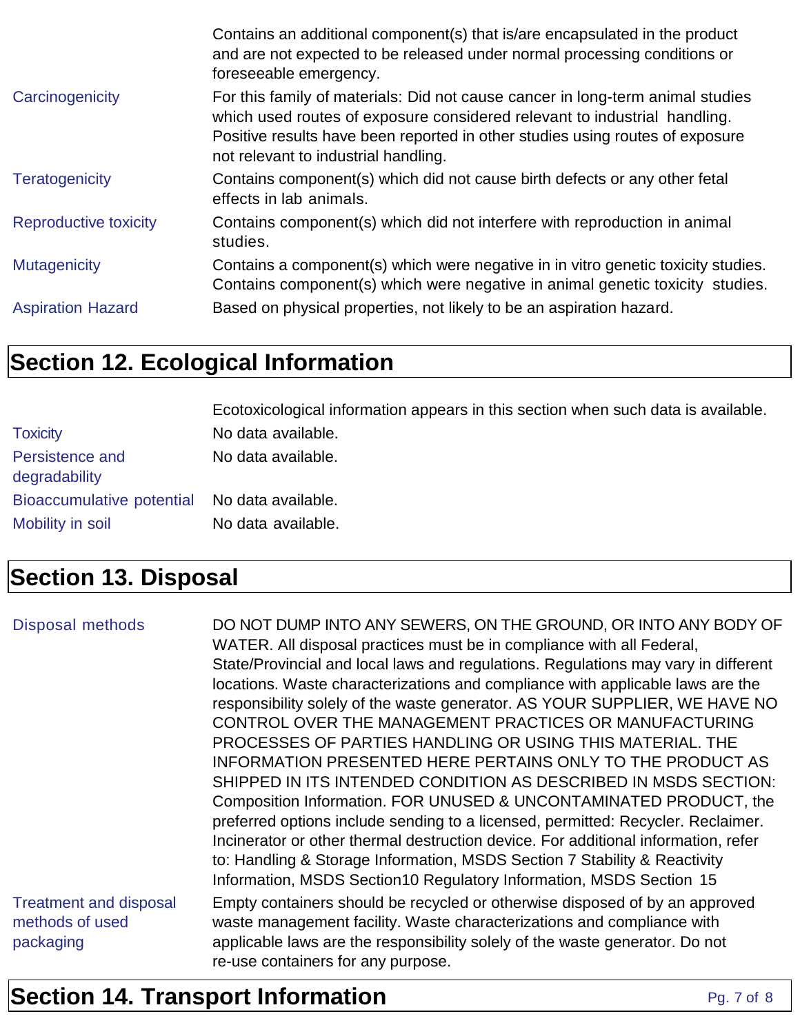| | |
|---|---|
| | Contains an additional component(s) that is/are encapsulated in the product and are not expected to be released under normal processing conditions or foreseeable emergency. |
| Carcinogenicity | For this family of materials: Did not cause cancer in long-term animal studies which used routes of exposure considered relevant to industrial handling. Positive results have been reported in other studies using routes of exposure not relevant to industrial handling. |
| Teratogenicity | Contains component(s) which did not cause birth defects or any other fetal effects in lab animals. |
| Reproductive toxicity | Contains component(s) which did not interfere with reproduction in animal studies. |
| Mutagenicity | Contains a component(s) which were negative in in vitro genetic toxicity studies. Contains component(s) which were negative in animal genetic toxicity studies. |
| Aspiration Hazard | Based on physical properties, not likely to be an aspiration hazard. |

## Section 12. Ecological Information

| | |
|---|---|
| | Ecotoxicological information appears in this section when such data is available. |
| Toxicity | No data available. |
| Persistence and degradability | No data available. |
| Bioaccumulative potential | No data available. |
| Mobility in soil | No data available. |

## Section 13. Disposal

| | |
|---|---|
| Disposal methods | DO NOT DUMP INTO ANY SEWERS, ON THE GROUND, OR INTO ANY BODY OF WATER. All disposal practices must be in compliance with all Federal, State/Provincial and local laws and regulations. Regulations may vary in different locations. Waste characterizations and compliance with applicable laws are the responsibility solely of the waste generator. AS YOUR SUPPLIER, WE HAVE NO CONTROL OVER THE MANAGEMENT PRACTICES OR MANUFACTURING PROCESSES OF PARTIES HANDLING OR USING THIS MATERIAL. THE INFORMATION PRESENTED HERE PERTAINS ONLY TO THE PRODUCT AS SHIPPED IN ITS INTENDED CONDITION AS DESCRIBED IN MSDS SECTION: Composition Information. FOR UNUSED & UNCONTAMINATED PRODUCT, the preferred options include sending to a licensed, permitted: Recycler. Reclaimer. Incinerator or other thermal destruction device. For additional information, refer to: Handling & Storage Information, MSDS Section 7 Stability & Reactivity Information, MSDS Section10 Regulatory Information, MSDS Section 15 |
| Treatment and disposal methods of used packaging | Empty containers should be recycled or otherwise disposed of by an approved waste management facility. Waste characterizations and compliance with applicable laws are the responsibility solely of the waste generator. Do not re-use containers for any purpose. |

## Section 14. Transport Information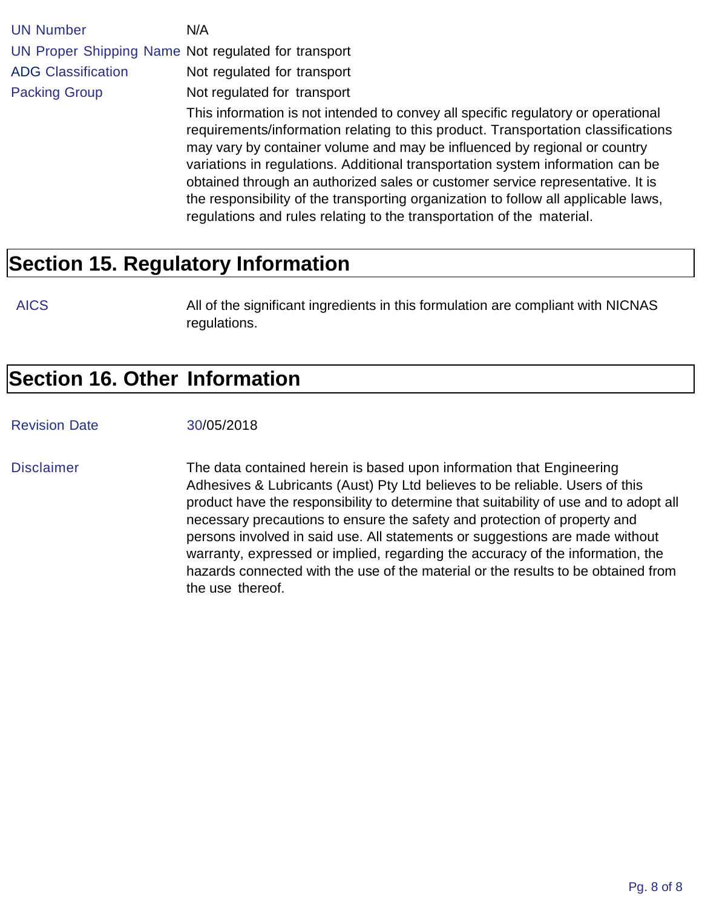| | |
|---|---|
| UN Number | N/A |
| UN Proper Shipping Name | Not regulated for transport |
| ADG Classification | Not regulated for transport |
| Packing Group | Not regulated for transport |

This information is not intended to convey all specific regulatory or operational requirements/information relating to this product. Transportation classifications may vary by container volume and may be influenced by regional or country variations in regulations. Additional transportation system information can be obtained through an authorized sales or customer service representative. It is the responsibility of the transporting organization to follow all applicable laws, regulations and rules relating to the transportation of the material.

## Section 15. Regulatory Information

| | |
|---|---|
| AICS | All of the significant ingredients in this formulation are compliant with NICNAS regulations. |

## Section 16. Other Information

| | |
|---|---|
| Revision Date | 30/05/2018 |
| Disclaimer | The data contained herein is based upon information that Engineering Adhesives & Lubricants (Aust) Pty Ltd believes to be reliable. Users of this product have the responsibility to determine that suitability of use and to adopt all necessary precautions to ensure the safety and protection of property and persons involved in said use. All statements or suggestions are made without warranty, expressed or implied, regarding the accuracy of the information, the hazards connected with the use of the material or the results to be obtained from the use thereof. |